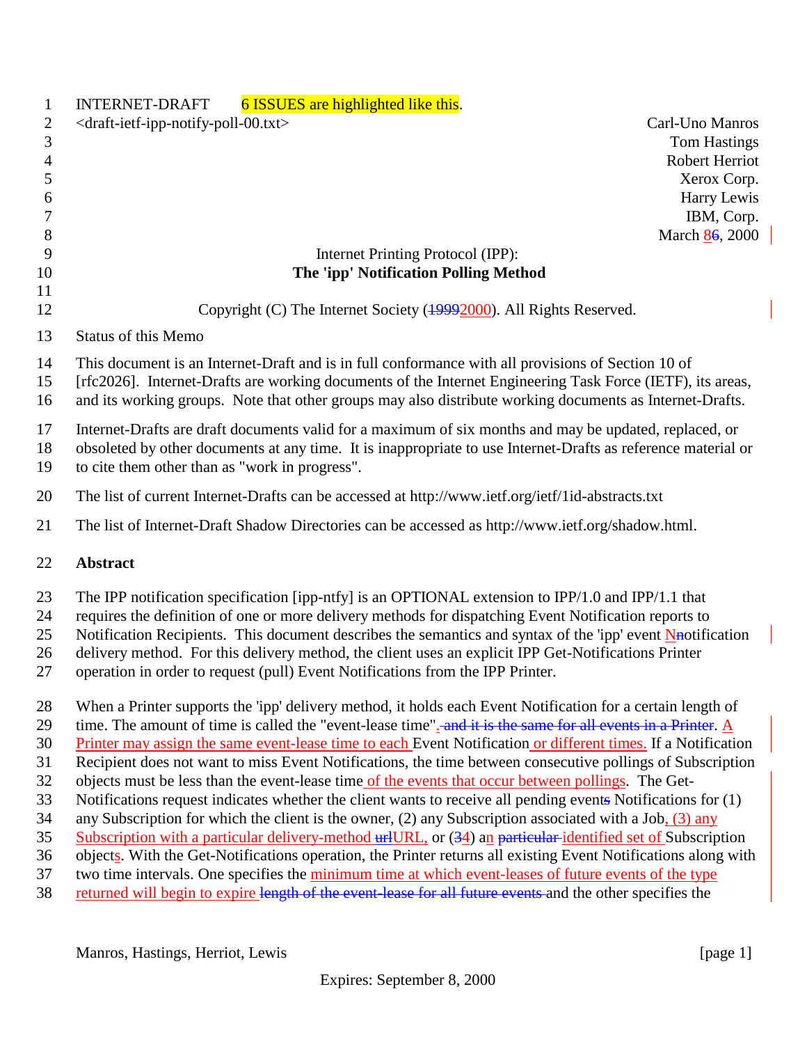INTERNET-DRAFT 6 ISSUES are highlighted like this.

<draft-ietf-ipp-notify-poll-00.txt>

Carl-Uno Manros
Tom Hastings
Robert Herriot
Xerox Corp.
Harry Lewis
IBM, Corp.
March 86, 2000

Internet Printing Protocol (IPP):
**The 'ipp' Notification Polling Method**

Copyright (C) The Internet Society (19992000). All Rights Reserved.

Status of this Memo

This document is an Internet-Draft and is in full conformance with all provisions of Section 10 of [rfc2026]. Internet-Drafts are working documents of the Internet Engineering Task Force (IETF), its areas, and its working groups. Note that other groups may also distribute working documents as Internet-Drafts.

Internet-Drafts are draft documents valid for a maximum of six months and may be updated, replaced, or obsoleted by other documents at any time. It is inappropriate to use Internet-Drafts as reference material or to cite them other than as "work in progress".

The list of current Internet-Drafts can be accessed at http://www.ietf.org/ietf/1id-abstracts.txt

The list of Internet-Draft Shadow Directories can be accessed as http://www.ietf.org/shadow.html.

**Abstract**

The IPP notification specification [ipp-ntfy] is an OPTIONAL extension to IPP/1.0 and IPP/1.1 that requires the definition of one or more delivery methods for dispatching Event Notification reports to Notification Recipients. This document describes the semantics and syntax of the 'ipp' event Nnotification delivery method. For this delivery method, the client uses an explicit IPP Get-Notifications Printer operation in order to request (pull) Event Notifications from the IPP Printer.

When a Printer supports the 'ipp' delivery method, it holds each Event Notification for a certain length of time. The amount of time is called the "event-lease time". and it is the same for all events in a Printer. A Printer may assign the same event-lease time to each Event Notification or different times. If a Notification Recipient does not want to miss Event Notifications, the time between consecutive pollings of Subscription objects must be less than the event-lease time of the events that occur between pollings. The Get-Notifications request indicates whether the client wants to receive all pending events Notifications for (1) any Subscription for which the client is the owner, (2) any Subscription associated with a Job, (3) any Subscription with a particular delivery-method urlURL, or (34) aan particular identified set of Subscription objects. With the Get-Notifications operation, the Printer returns all existing Event Notifications along with two time intervals. One specifies the minimum time at which event-leases of future events of the type returned will begin to expire length of the event-lease for all future events and the other specifies the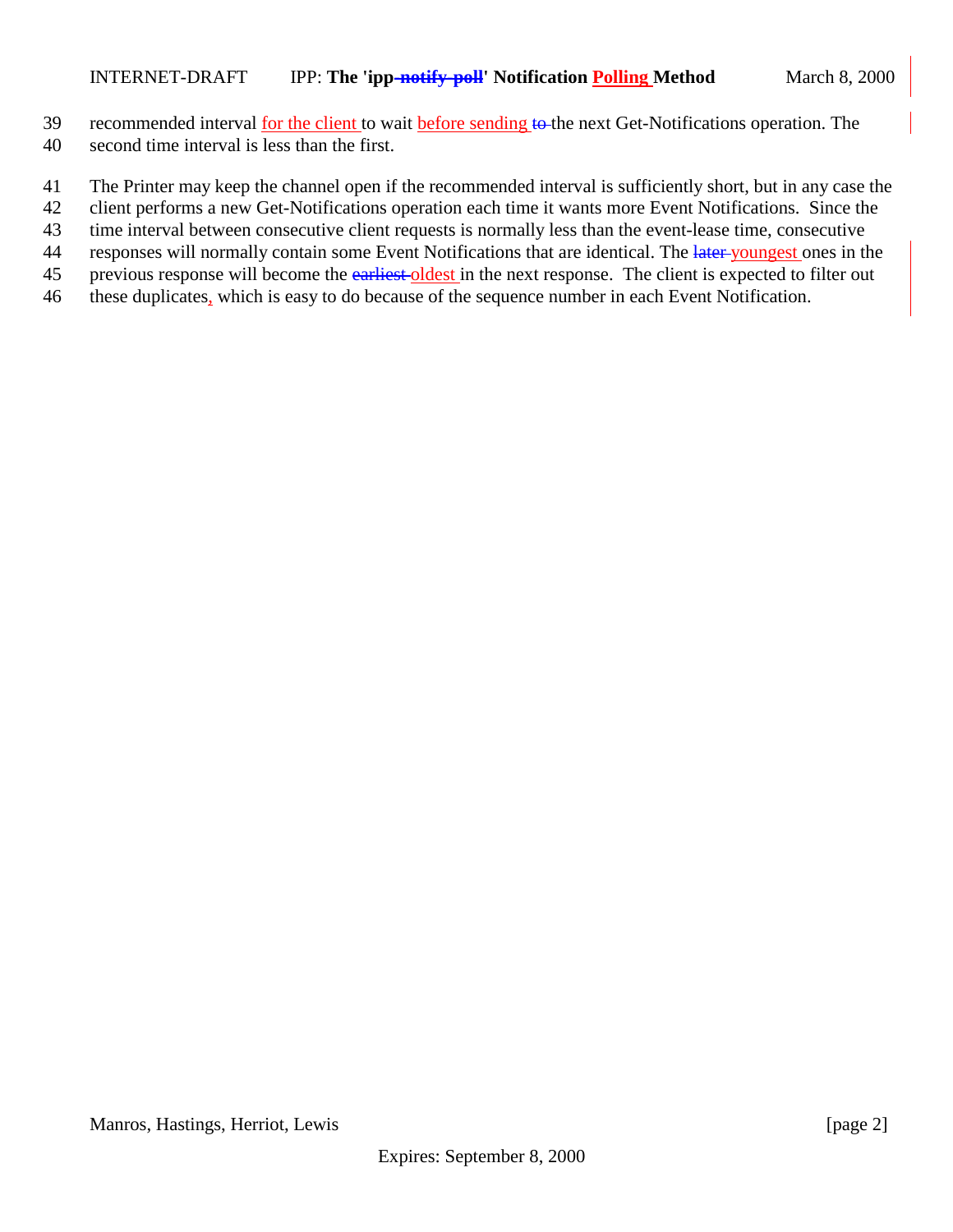recommended interval for the client to wait before sending ~~to~~ the next Get-Notifications operation. The second time interval is less than the first.

The Printer may keep the channel open if the recommended interval is sufficiently short, but in any case the client performs a new Get-Notifications operation each time it wants more Event Notifications. Since the time interval between consecutive client requests is normally less than the event-lease time, consecutive responses will normally contain some Event Notifications that are identical. The ~~later~~ youngest ones in the previous response will become the ~~earliest~~ oldest in the next response. The client is expected to filter out these duplicates, which is easy to do because of the sequence number in each Event Notification.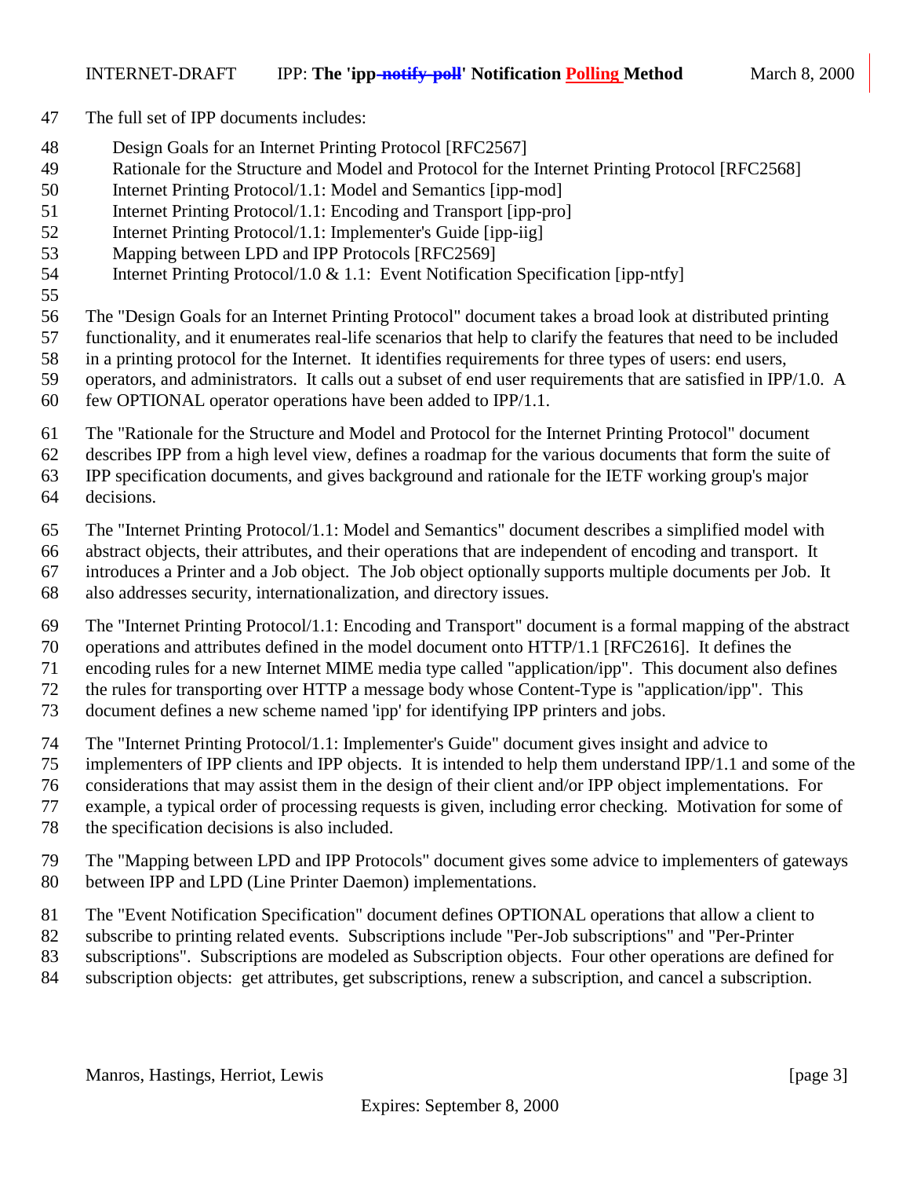The full set of IPP documents includes:

Design Goals for an Internet Printing Protocol [RFC2567]
Rationale for the Structure and Model and Protocol for the Internet Printing Protocol [RFC2568]
Internet Printing Protocol/1.1: Model and Semantics [ipp-mod]
Internet Printing Protocol/1.1: Encoding and Transport [ipp-pro]
Internet Printing Protocol/1.1: Implementer's Guide [ipp-iig]
Mapping between LPD and IPP Protocols [RFC2569]
Internet Printing Protocol/1.0 & 1.1: Event Notification Specification [ipp-ntfy]

The "Design Goals for an Internet Printing Protocol" document takes a broad look at distributed printing functionality, and it enumerates real-life scenarios that help to clarify the features that need to be included in a printing protocol for the Internet. It identifies requirements for three types of users: end users, operators, and administrators. It calls out a subset of end user requirements that are satisfied in IPP/1.0. A few OPTIONAL operator operations have been added to IPP/1.1.

The "Rationale for the Structure and Model and Protocol for the Internet Printing Protocol" document describes IPP from a high level view, defines a roadmap for the various documents that form the suite of IPP specification documents, and gives background and rationale for the IETF working group's major decisions.

The "Internet Printing Protocol/1.1: Model and Semantics" document describes a simplified model with abstract objects, their attributes, and their operations that are independent of encoding and transport. It introduces a Printer and a Job object. The Job object optionally supports multiple documents per Job. It also addresses security, internationalization, and directory issues.

The "Internet Printing Protocol/1.1: Encoding and Transport" document is a formal mapping of the abstract operations and attributes defined in the model document onto HTTP/1.1 [RFC2616]. It defines the encoding rules for a new Internet MIME media type called "application/ipp". This document also defines the rules for transporting over HTTP a message body whose Content-Type is "application/ipp". This document defines a new scheme named 'ipp' for identifying IPP printers and jobs.

The "Internet Printing Protocol/1.1: Implementer's Guide" document gives insight and advice to implementers of IPP clients and IPP objects. It is intended to help them understand IPP/1.1 and some of the considerations that may assist them in the design of their client and/or IPP object implementations. For example, a typical order of processing requests is given, including error checking. Motivation for some of the specification decisions is also included.

The "Mapping between LPD and IPP Protocols" document gives some advice to implementers of gateways between IPP and LPD (Line Printer Daemon) implementations.

The "Event Notification Specification" document defines OPTIONAL operations that allow a client to subscribe to printing related events. Subscriptions include "Per-Job subscriptions" and "Per-Printer subscriptions". Subscriptions are modeled as Subscription objects. Four other operations are defined for subscription objects: get attributes, get subscriptions, renew a subscription, and cancel a subscription.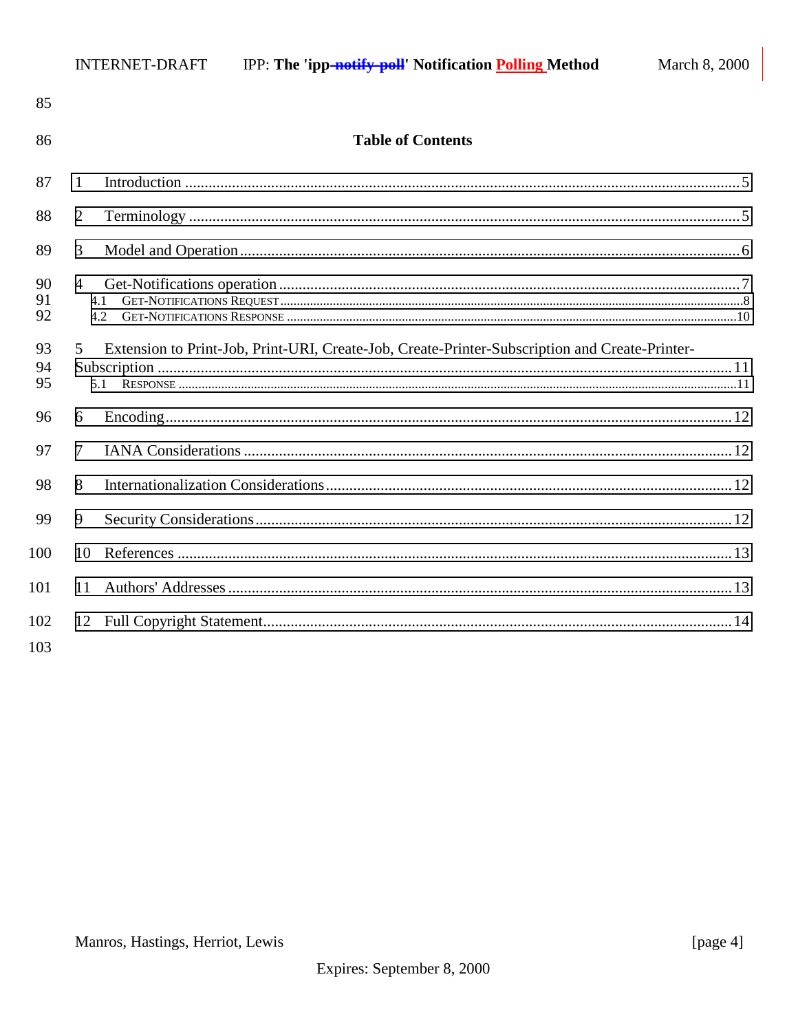# Table of Contents

1 Introduction ........................................................................................................................................ 5

2 Terminology ........................................................................................................................................ 5

3 Model and Operation ........................................................................................................................... 6

4 Get-Notifications operation .................................................................................................................. 7

4.1 GET-NOTIFICATIONS REQUEST ...................................................................................................... 8

4.2 GET-NOTIFICATIONS RESPONSE ................................................................................................... 10

5 Extension to Print-Job, Print-URI, Create-Job, Create-Printer-Subscription and Create-Printer-Subscription ......................................................................................................................................... 11

5.1 RESPONSE ...................................................................................................................................... 11

6 Encoding ............................................................................................................................................ 12

7 IANA Considerations ......................................................................................................................... 12

8 Internationalization Considerations .................................................................................................... 12

9 Security Considerations ...................................................................................................................... 12

10 References ......................................................................................................................................... 13

11 Authors' Addresses ........................................................................................................................... 13

12 Full Copyright Statement ................................................................................................................... 14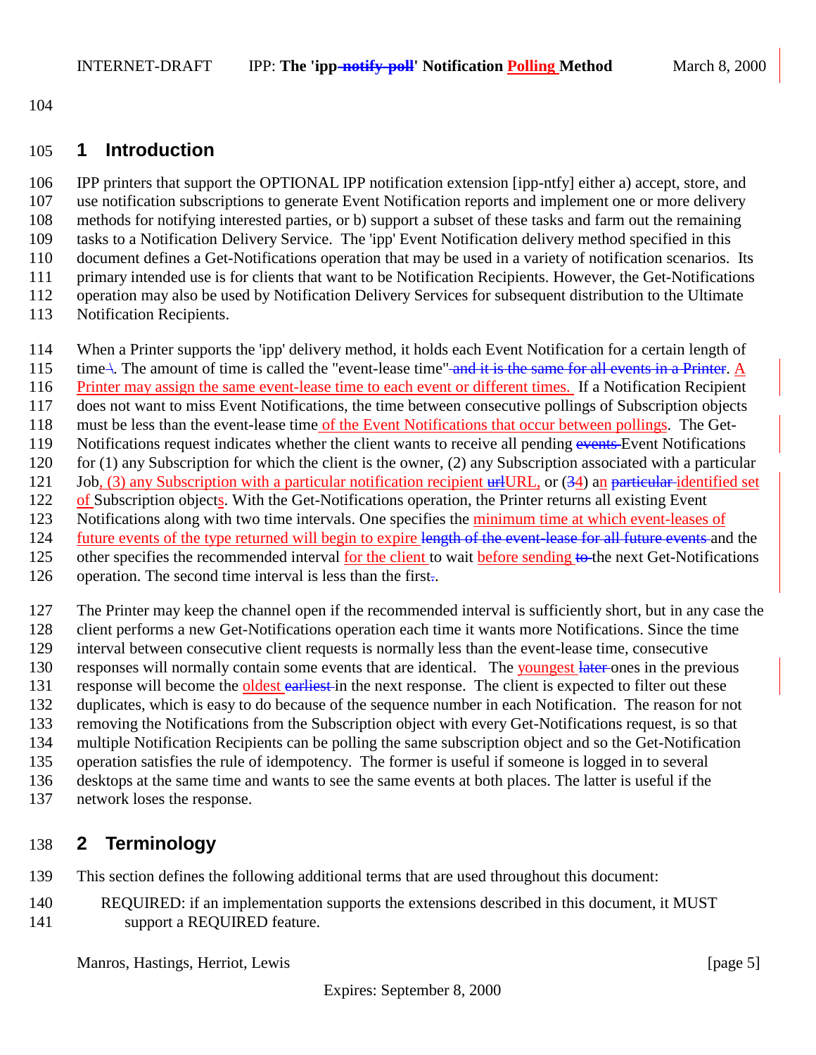## 1 Introduction

IPP printers that support the OPTIONAL IPP notification extension [ipp-ntfy] either a) accept, store, and use notification subscriptions to generate Event Notification reports and implement one or more delivery methods for notifying interested parties, or b) support a subset of these tasks and farm out the remaining tasks to a Notification Delivery Service. The 'ipp' Event Notification delivery method specified in this document defines a Get-Notifications operation that may be used in a variety of notification scenarios. Its primary intended use is for clients that want to be Notification Recipients. However, the Get-Notifications operation may also be used by Notification Delivery Services for subsequent distribution to the Ultimate Notification Recipients.

When a Printer supports the 'ipp' delivery method, it holds each Event Notification for a certain length of time. The amount of time is called the "event-lease time". A Printer may assign the same event-lease time to each event or different times. If a Notification Recipient does not want to miss Event Notifications, the time between consecutive pollings of Subscription objects must be less than the event-lease time of the Event Notifications that occur between pollings. The Get-Notifications request indicates whether the client wants to receive all pending Event Notifications for (1) any Subscription for which the client is the owner, (2) any Subscription associated with a particular Job, (3) any Subscription with a particular notification recipient URL, or (4) an identified set of Subscription objects. With the Get-Notifications operation, the Printer returns all existing Event Notifications along with two time intervals. One specifies the minimum time at which event-leases of future events of the type returned will begin to expire and the other specifies the recommended interval for the client to wait before sending the next Get-Notifications operation. The second time interval is less than the first.

The Printer may keep the channel open if the recommended interval is sufficiently short, but in any case the client performs a new Get-Notifications operation each time it wants more Notifications. Since the time interval between consecutive client requests is normally less than the event-lease time, consecutive responses will normally contain some events that are identical. The youngest ones in the previous response will become the oldest in the next response. The client is expected to filter out these duplicates, which is easy to do because of the sequence number in each Notification. The reason for not removing the Notifications from the Subscription object with every Get-Notifications request, is so that multiple Notification Recipients can be polling the same subscription object and so the Get-Notification operation satisfies the rule of idempotency. The former is useful if someone is logged in to several desktops at the same time and wants to see the same events at both places. The latter is useful if the network loses the response.

## 2 Terminology

This section defines the following additional terms that are used throughout this document:

REQUIRED: if an implementation supports the extensions described in this document, it MUST support a REQUIRED feature.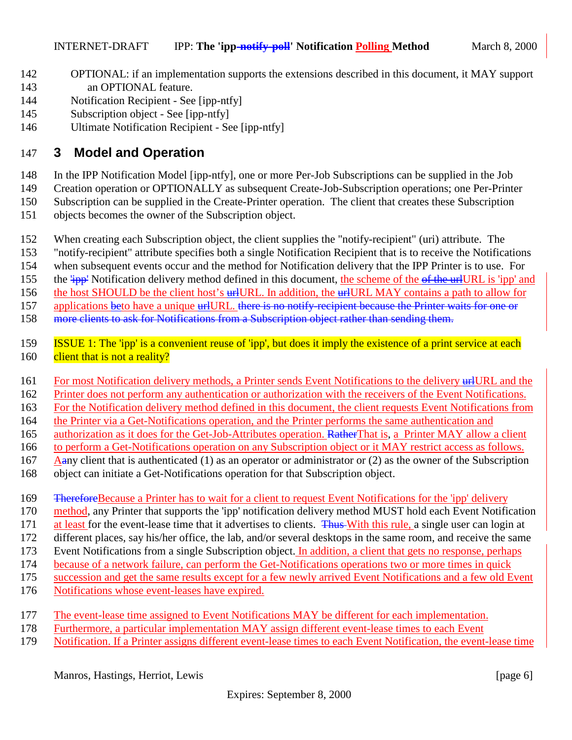OPTIONAL: if an implementation supports the extensions described in this document, it MAY support an OPTIONAL feature.

Notification Recipient - See [ipp-ntfy]

Subscription object - See [ipp-ntfy]

Ultimate Notification Recipient - See [ipp-ntfy]

## 3 Model and Operation

In the IPP Notification Model [ipp-ntfy], one or more Per-Job Subscriptions can be supplied in the Job Creation operation or OPTIONALLY as subsequent Create-Job-Subscription operations; one Per-Printer Subscription can be supplied in the Create-Printer operation. The client that creates these Subscription objects becomes the owner of the Subscription object.

When creating each Subscription object, the client supplies the "notify-recipient" (uri) attribute. The "notify-recipient" attribute specifies both a single Notification Recipient that is to receive the Notifications when subsequent events occur and the method for Notification delivery that the IPP Printer is to use. For the 'ipp' Notification delivery method defined in this document, the scheme of the of the urlURL is 'ipp' and the host SHOULD be the client host's urlURL. In addition, the urlURL MAY contains a path to allow for applications beto have a unique urlURL. there is no notify-recipient because the Printer waits for one or more clients to ask for Notifications from a Subscription object rather than sending them.

ISSUE 1: The 'ipp' is a convenient reuse of 'ipp', but does it imply the existence of a print service at each client that is not a reality?

For most Notification delivery methods, a Printer sends Event Notifications to the delivery urlURL and the Printer does not perform any authentication or authorization with the receivers of the Event Notifications. For the Notification delivery method defined in this document, the client requests Event Notifications from the Printer via a Get-Notifications operation, and the Printer performs the same authentication and authorization as it does for the Get-Job-Attributes operation. RatherThat is, a Printer MAY allow a client to perform a Get-Notifications operation on any Subscription object or it MAY restrict access as follows. Aany client that is authenticated (1) as an operator or administrator or (2) as the owner of the Subscription object can initiate a Get-Notifications operation for that Subscription object.

ThereforeBecause a Printer has to wait for a client to request Event Notifications for the 'ipp' delivery method, any Printer that supports the 'ipp' notification delivery method MUST hold each Event Notification at least for the event-lease time that it advertises to clients. Thus With this rule, a single user can login at different places, say his/her office, the lab, and/or several desktops in the same room, and receive the same Event Notifications from a single Subscription object. In addition, a client that gets no response, perhaps because of a network failure, can perform the Get-Notifications operations two or more times in quick succession and get the same results except for a few newly arrived Event Notifications and a few old Event Notifications whose event-leases have expired.

The event-lease time assigned to Event Notifications MAY be different for each implementation. Furthermore, a particular implementation MAY assign different event-lease times to each Event Notification. If a Printer assigns different event-lease times to each Event Notification, the event-lease time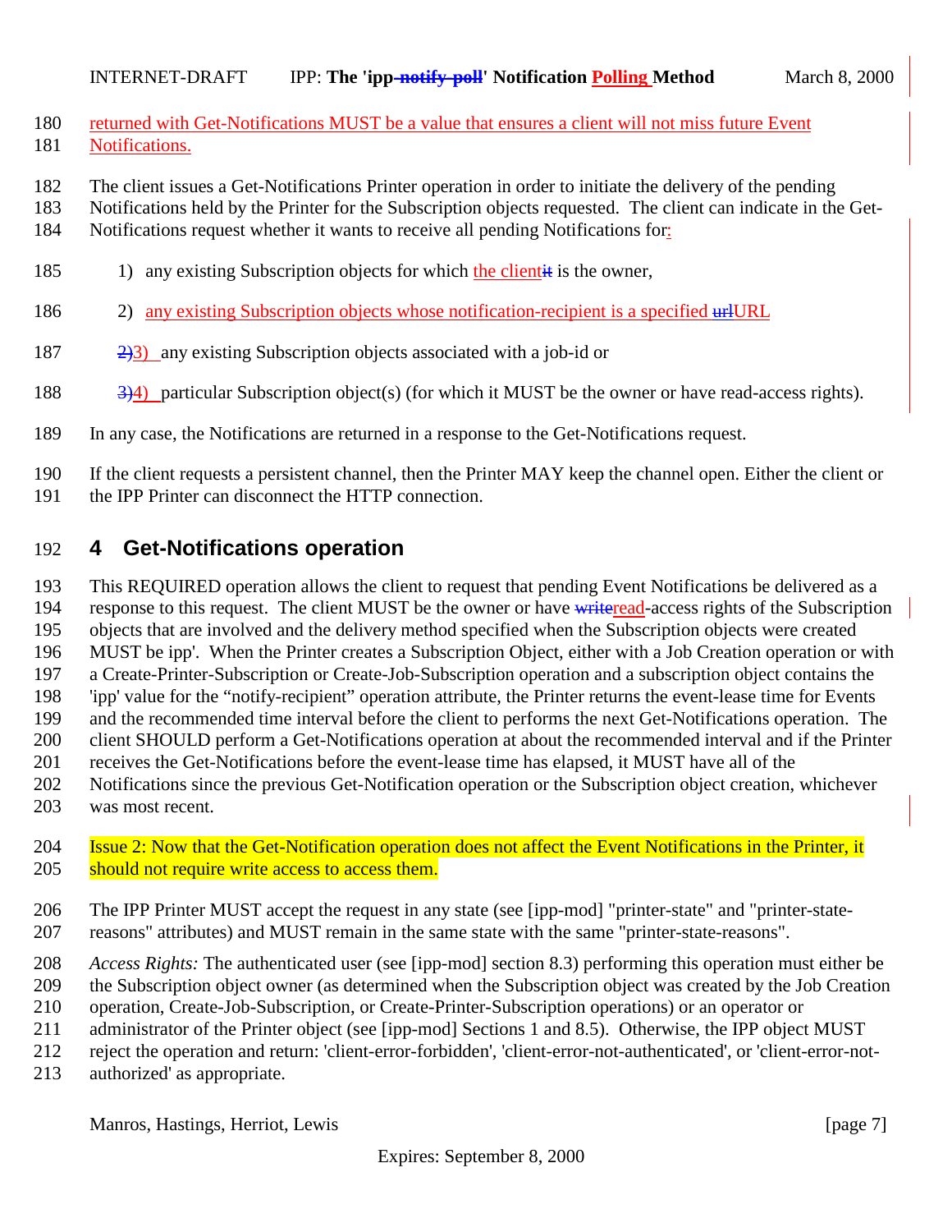returned with Get-Notifications MUST be a value that ensures a client will not miss future Event Notifications.

The client issues a Get-Notifications Printer operation in order to initiate the delivery of the pending Notifications held by the Printer for the Subscription objects requested. The client can indicate in the Get-Notifications request whether it wants to receive all pending Notifications for:

1) any existing Subscription objects for which the clientit is the owner,

2) any existing Subscription objects whose notification-recipient is a specified urlURL

2)3) any existing Subscription objects associated with a job-id or

3)4) particular Subscription object(s) (for which it MUST be the owner or have read-access rights).

In any case, the Notifications are returned in a response to the Get-Notifications request.

If the client requests a persistent channel, then the Printer MAY keep the channel open. Either the client or the IPP Printer can disconnect the HTTP connection.

## 4 Get-Notifications operation

This REQUIRED operation allows the client to request that pending Event Notifications be delivered as a response to this request. The client MUST be the owner or have writeread-access rights of the Subscription objects that are involved and the delivery method specified when the Subscription objects were created MUST be ipp'. When the Printer creates a Subscription Object, either with a Job Creation operation or with a Create-Printer-Subscription or Create-Job-Subscription operation and a subscription object contains the 'ipp' value for the "notify-recipient" operation attribute, the Printer returns the event-lease time for Events and the recommended time interval before the client to performs the next Get-Notifications operation. The client SHOULD perform a Get-Notifications operation at about the recommended interval and if the Printer receives the Get-Notifications before the event-lease time has elapsed, it MUST have all of the Notifications since the previous Get-Notification operation or the Subscription object creation, whichever was most recent.

Issue 2: Now that the Get-Notification operation does not affect the Event Notifications in the Printer, it should not require write access to access them.

The IPP Printer MUST accept the request in any state (see [ipp-mod] "printer-state" and "printer-state-reasons" attributes) and MUST remain in the same state with the same "printer-state-reasons".

*Access Rights:* The authenticated user (see [ipp-mod] section 8.3) performing this operation must either be the Subscription object owner (as determined when the Subscription object was created by the Job Creation operation, Create-Job-Subscription, or Create-Printer-Subscription operations) or an operator or administrator of the Printer object (see [ipp-mod] Sections 1 and 8.5). Otherwise, the IPP object MUST reject the operation and return: 'client-error-forbidden', 'client-error-not-authenticated', or 'client-error-not-authorized' as appropriate.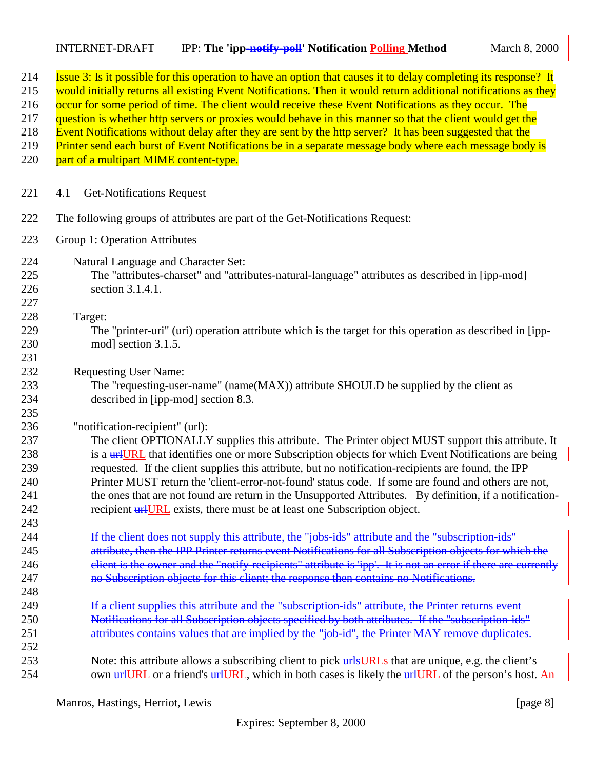Issue 3: Is it possible for this operation to have an option that causes it to delay completing its response? It would initially returns all existing Event Notifications. Then it would return additional notifications as they occur for some period of time. The client would receive these Event Notifications as they occur. The question is whether http servers or proxies would behave in this manner so that the client would get the Event Notifications without delay after they are sent by the http server? It has been suggested that the Printer send each burst of Event Notifications be in a separate message body where each message body is part of a multipart MIME content-type.

## 4.1 Get-Notifications Request

The following groups of attributes are part of the Get-Notifications Request:

Group 1: Operation Attributes

Natural Language and Character Set:
The "attributes-charset" and "attributes-natural-language" attributes as described in [ipp-mod] section 3.1.4.1.

Target:
The "printer-uri" (uri) operation attribute which is the target for this operation as described in [ipp-mod] section 3.1.5.

Requesting User Name:
The "requesting-user-name" (name(MAX)) attribute SHOULD be supplied by the client as described in [ipp-mod] section 8.3.

"notification-recipient" (url):
The client OPTIONALLY supplies this attribute. The Printer object MUST support this attribute. It is a ~~url~~URL that identifies one or more Subscription objects for which Event Notifications are being requested. If the client supplies this attribute, but no notification-recipients are found, the IPP Printer MUST return the 'client-error-not-found' status code. If some are found and others are not, the ones that are not found are return in the Unsupported Attributes. By definition, if a notification-recipient ~~url~~URL exists, there must be at least one Subscription object.

~~If the client does not supply this attribute, the "jobs-ids" attribute and the "subscription-ids" attribute, then the IPP Printer returns event Notifications for all Subscription objects for which the client is the owner and the "notify-recipients" attribute is 'ipp'. It is not an error if there are currently no Subscription objects for this client; the response then contains no Notifications.~~

~~If a client supplies this attribute and the "subscription-ids" attribute, the Printer returns event Notifications for all Subscription objects specified by both attributes. If the "subscription-ids" attributes contains values that are implied by the "job-id", the Printer MAY remove duplicates.~~

Note: this attribute allows a subscribing client to pick ~~urls~~URLs that are unique, e.g. the client's own ~~url~~URL or a friend's ~~url~~URL, which in both cases is likely the ~~url~~URL of the person's host. An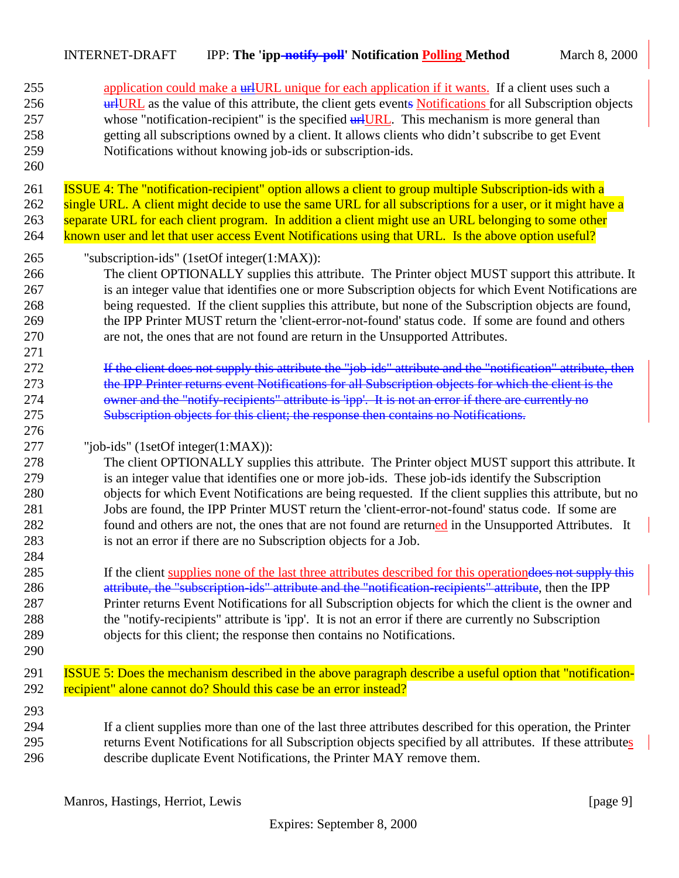application could make a ~~url~~URL unique for each application if it wants. If a client uses such a ~~url~~URL as the value of this attribute, the client gets event~~s~~ Notifications for all Subscription objects whose "notification-recipient" is the specified ~~url~~URL. This mechanism is more general than getting all subscriptions owned by a client. It allows clients who didn't subscribe to get Event Notifications without knowing job-ids or subscription-ids.

ISSUE 4: The "notification-recipient" option allows a client to group multiple Subscription-ids with a single URL. A client might decide to use the same URL for all subscriptions for a user, or it might have a separate URL for each client program. In addition a client might use an URL belonging to some other known user and let that user access Event Notifications using that URL. Is the above option useful?

"subscription-ids" (1setOf integer(1:MAX)):

The client OPTIONALLY supplies this attribute. The Printer object MUST support this attribute. It is an integer value that identifies one or more Subscription objects for which Event Notifications are being requested. If the client supplies this attribute, but none of the Subscription objects are found, the IPP Printer MUST return the 'client-error-not-found' status code. If some are found and others are not, the ones that are not found are return in the Unsupported Attributes.

~~If the client does not supply this attribute the "job-ids" attribute and the "notification" attribute, then the IPP Printer returns event Notifications for all Subscription objects for which the client is the owner and the "notify-recipients" attribute is 'ipp'. It is not an error if there are currently no Subscription objects for this client; the response then contains no Notifications.~~

"job-ids" (1setOf integer(1:MAX)):

The client OPTIONALLY supplies this attribute. The Printer object MUST support this attribute. It is an integer value that identifies one or more job-ids. These job-ids identify the Subscription objects for which Event Notifications are being requested. If the client supplies this attribute, but no Jobs are found, the IPP Printer MUST return the 'client-error-not-found' status code. If some are found and others are not, the ones that are not found are returned in the Unsupported Attributes. It is not an error if there are no Subscription objects for a Job.

If the client supplies none of the last three attributes described for this operation~~does not supply this attribute, the "subscription-ids" attribute and the "notification-recipients" attribute~~, then the IPP Printer returns Event Notifications for all Subscription objects for which the client is the owner and the "notify-recipients" attribute is 'ipp'. It is not an error if there are currently no Subscription objects for this client; the response then contains no Notifications.

ISSUE 5: Does the mechanism described in the above paragraph describe a useful option that "notification-recipient" alone cannot do? Should this case be an error instead?

If a client supplies more than one of the last three attributes described for this operation, the Printer returns Event Notifications for all Subscription objects specified by all attributes. If these attributes describe duplicate Event Notifications, the Printer MAY remove them.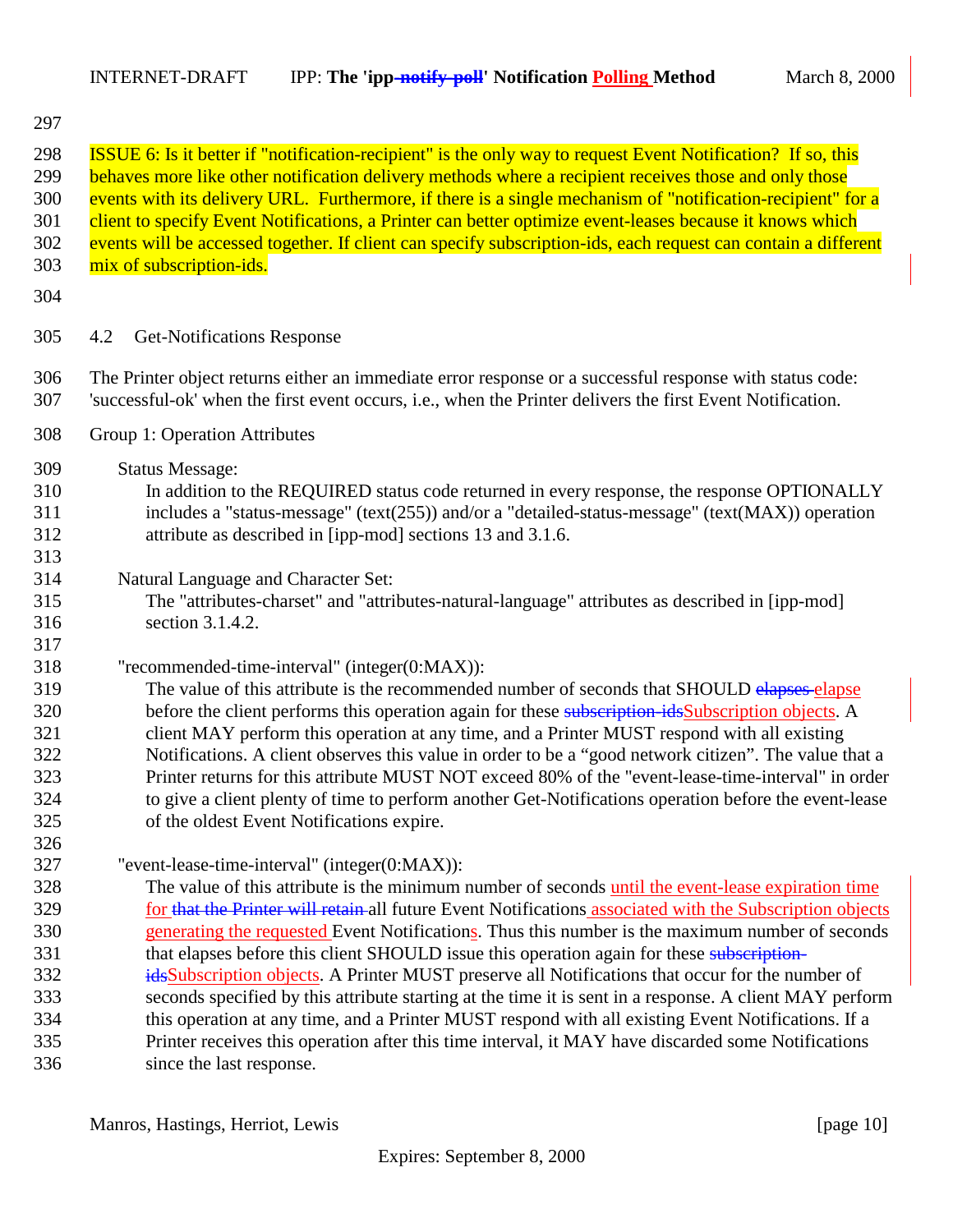ISSUE 6: Is it better if "notification-recipient" is the only way to request Event Notification? If so, this behaves more like other notification delivery methods where a recipient receives those and only those events with its delivery URL. Furthermore, if there is a single mechanism of "notification-recipient" for a client to specify Event Notifications, a Printer can better optimize event-leases because it knows which events will be accessed together. If client can specify subscription-ids, each request can contain a different mix of subscription-ids.

## 4.2 Get-Notifications Response

The Printer object returns either an immediate error response or a successful response with status code: 'successful-ok' when the first event occurs, i.e., when the Printer delivers the first Event Notification.

Group 1: Operation Attributes

Status Message:
: In addition to the REQUIRED status code returned in every response, the response OPTIONALLY includes a "status-message" (text(255)) and/or a "detailed-status-message" (text(MAX)) operation attribute as described in [ipp-mod] sections 13 and 3.1.6.

Natural Language and Character Set:
: The "attributes-charset" and "attributes-natural-language" attributes as described in [ipp-mod] section 3.1.4.2.

"recommended-time-interval" (integer(0:MAX)):
: The value of this attribute is the recommended number of seconds that SHOULD ~~elapses~~ elapse before the client performs this operation again for these ~~subscription-ids~~Subscription objects. A client MAY perform this operation at any time, and a Printer MUST respond with all existing Notifications. A client observes this value in order to be a “good network citizen”. The value that a Printer returns for this attribute MUST NOT exceed 80% of the "event-lease-time-interval" in order to give a client plenty of time to perform another Get-Notifications operation before the event-lease of the oldest Event Notifications expire.

"event-lease-time-interval" (integer(0:MAX)):
: The value of this attribute is the minimum number of seconds until the event-lease expiration time for ~~that the Printer will retain~~ all future Event Notifications associated with the Subscription objects generating the requested Event Notifications. Thus this number is the maximum number of seconds that elapses before this client SHOULD issue this operation again for these ~~subscription-ids~~Subscription objects. A Printer MUST preserve all Notifications that occur for the number of seconds specified by this attribute starting at the time it is sent in a response. A client MAY perform this operation at any time, and a Printer MUST respond with all existing Event Notifications. If a Printer receives this operation after this time interval, it MAY have discarded some Notifications since the last response.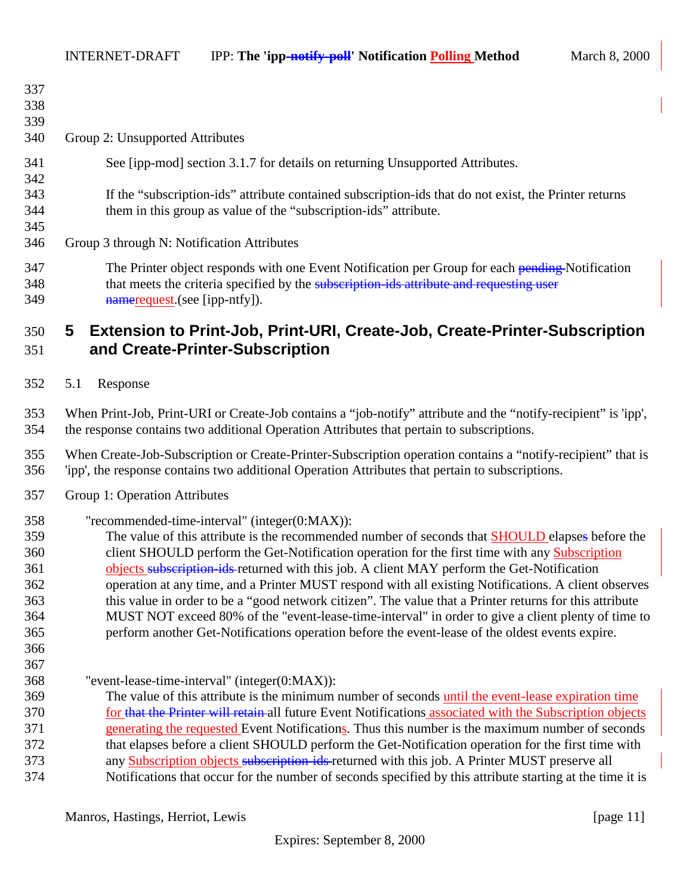Group 2: Unsupported Attributes

See [ipp-mod] section 3.1.7 for details on returning Unsupported Attributes.

If the “subscription-ids” attribute contained subscription-ids that do not exist, the Printer returns them in this group as value of the “subscription-ids” attribute.

Group 3 through N: Notification Attributes

The Printer object responds with one Event Notification per Group for each ~~pending~~ Notification that meets the criteria specified by the ~~subscription-ids attribute and requesting user name~~request.(see [ipp-ntfy]).

# 5 Extension to Print-Job, Print-URI, Create-Job, Create-Printer-Subscription and Create-Printer-Subscription

## 5.1 Response

When Print-Job, Print-URI or Create-Job contains a “job-notify” attribute and the “notify-recipient” is 'ipp', the response contains two additional Operation Attributes that pertain to subscriptions.

When Create-Job-Subscription or Create-Printer-Subscription operation contains a “notify-recipient” that is 'ipp', the response contains two additional Operation Attributes that pertain to subscriptions.

Group 1: Operation Attributes

"recommended-time-interval" (integer(0:MAX)):

The value of this attribute is the recommended number of seconds that SHOULD elapse~~s~~ before the client SHOULD perform the Get-Notification operation for the first time with any Subscription objects ~~subscription-ids~~ returned with this job. A client MAY perform the Get-Notification operation at any time, and a Printer MUST respond with all existing Notifications. A client observes this value in order to be a “good network citizen”. The value that a Printer returns for this attribute MUST NOT exceed 80% of the "event-lease-time-interval" in order to give a client plenty of time to perform another Get-Notifications operation before the event-lease of the oldest events expire.

"event-lease-time-interval" (integer(0:MAX)):

The value of this attribute is the minimum number of seconds until the event-lease expiration time for ~~that the Printer will retain~~ all future Event Notifications associated with the Subscription objects generating the requested Event Notifications. Thus this number is the maximum number of seconds that elapses before a client SHOULD perform the Get-Notification operation for the first time with any Subscription objects ~~subscription-ids~~ returned with this job. A Printer MUST preserve all Notifications that occur for the number of seconds specified by this attribute starting at the time it is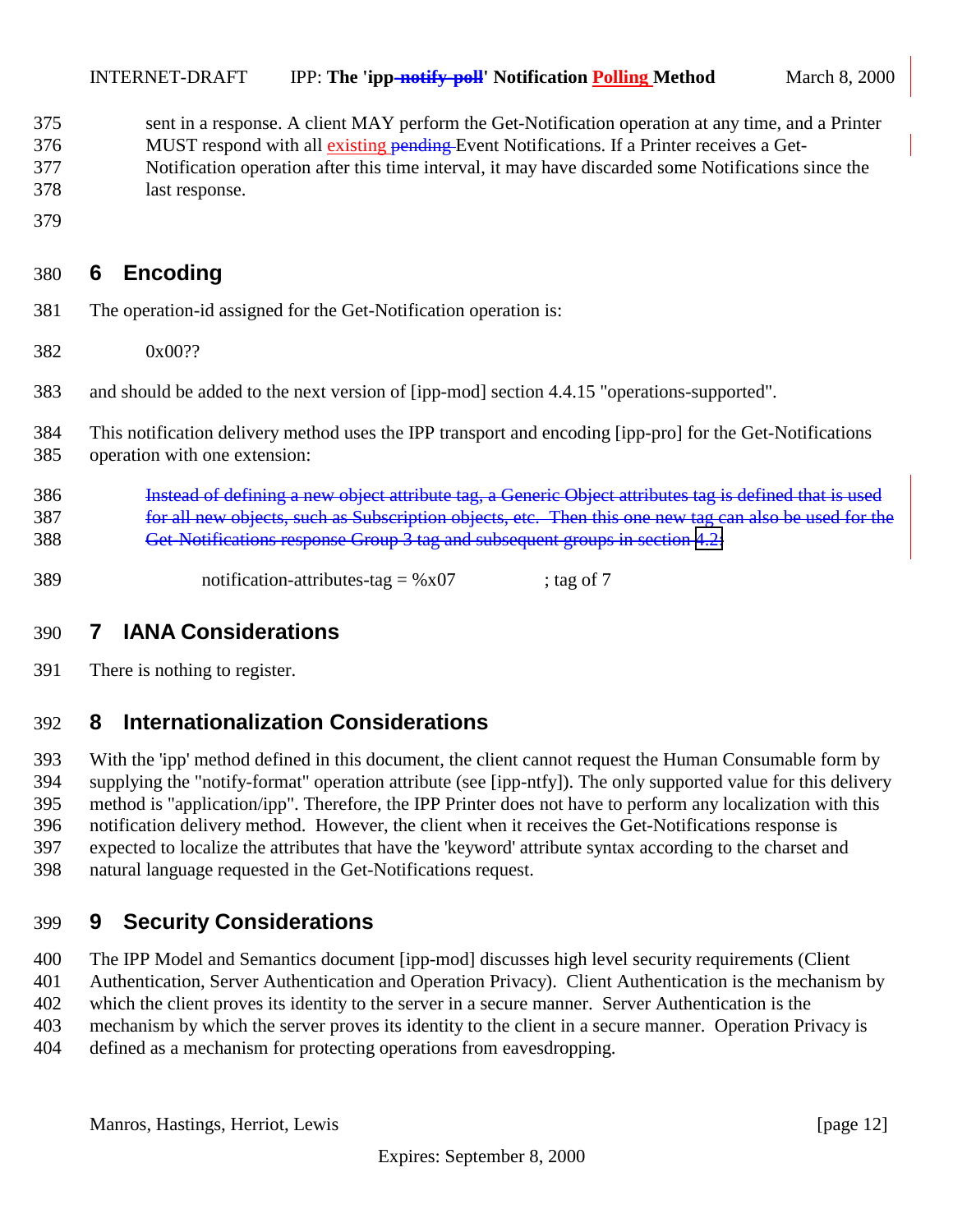sent in a response. A client MAY perform the Get-Notification operation at any time, and a Printer MUST respond with all existing ~~pending~~ Event Notifications. If a Printer receives a Get-Notification operation after this time interval, it may have discarded some Notifications since the last response.

# 6 Encoding

The operation-id assigned for the Get-Notification operation is:

0x00??

and should be added to the next version of [ipp-mod] section 4.4.15 "operations-supported".

This notification delivery method uses the IPP transport and encoding [ipp-pro] for the Get-Notifications operation with one extension:

~~Instead of defining a new object attribute tag, a Generic Object attributes tag is defined that is used for all new objects, such as Subscription objects, etc. Then this one new tag can also be used for the Get-Notifications response Group 3 tag and subsequent groups in section 4.2.~~

```
notification-attributes-tag = %x07          ; tag of 7
```

# 7 IANA Considerations

There is nothing to register.

# 8 Internationalization Considerations

With the 'ipp' method defined in this document, the client cannot request the Human Consumable form by supplying the "notify-format" operation attribute (see [ipp-ntfy]). The only supported value for this delivery method is "application/ipp". Therefore, the IPP Printer does not have to perform any localization with this notification delivery method. However, the client when it receives the Get-Notifications response is expected to localize the attributes that have the 'keyword' attribute syntax according to the charset and natural language requested in the Get-Notifications request.

# 9 Security Considerations

The IPP Model and Semantics document [ipp-mod] discusses high level security requirements (Client Authentication, Server Authentication and Operation Privacy). Client Authentication is the mechanism by which the client proves its identity to the server in a secure manner. Server Authentication is the mechanism by which the server proves its identity to the client in a secure manner. Operation Privacy is defined as a mechanism for protecting operations from eavesdropping.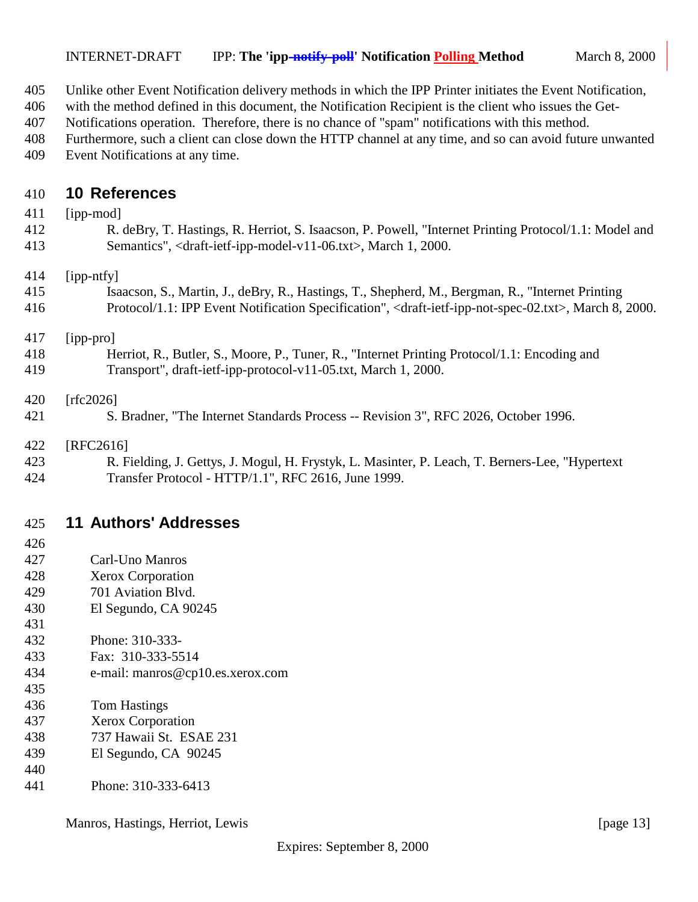Unlike other Event Notification delivery methods in which the IPP Printer initiates the Event Notification, with the method defined in this document, the Notification Recipient is the client who issues the Get-Notifications operation. Therefore, there is no chance of "spam" notifications with this method. Furthermore, such a client can close down the HTTP channel at any time, and so can avoid future unwanted Event Notifications at any time.

# 10 References

[ipp-mod]
R. deBry, T. Hastings, R. Herriot, S. Isaacson, P. Powell, "Internet Printing Protocol/1.1: Model and Semantics", <draft-ietf-ipp-model-v11-06.txt>, March 1, 2000.

[ipp-ntfy]
Isaacson, S., Martin, J., deBry, R., Hastings, T., Shepherd, M., Bergman, R., "Internet Printing Protocol/1.1: IPP Event Notification Specification", <draft-ietf-ipp-not-spec-02.txt>, March 8, 2000.

[ipp-pro]
Herriot, R., Butler, S., Moore, P., Tuner, R., "Internet Printing Protocol/1.1: Encoding and Transport", draft-ietf-ipp-protocol-v11-05.txt, March 1, 2000.

[rfc2026]
S. Bradner, "The Internet Standards Process -- Revision 3", RFC 2026, October 1996.

[RFC2616]
R. Fielding, J. Gettys, J. Mogul, H. Frystyk, L. Masinter, P. Leach, T. Berners-Lee, "Hypertext Transfer Protocol - HTTP/1.1", RFC 2616, June 1999.

# 11 Authors' Addresses

Carl-Uno Manros
Xerox Corporation
701 Aviation Blvd.
El Segundo, CA 90245

Phone: 310-333-
Fax: 310-333-5514
e-mail: manros@cp10.es.xerox.com

Tom Hastings
Xerox Corporation
737 Hawaii St. ESAE 231
El Segundo, CA 90245

Phone: 310-333-6413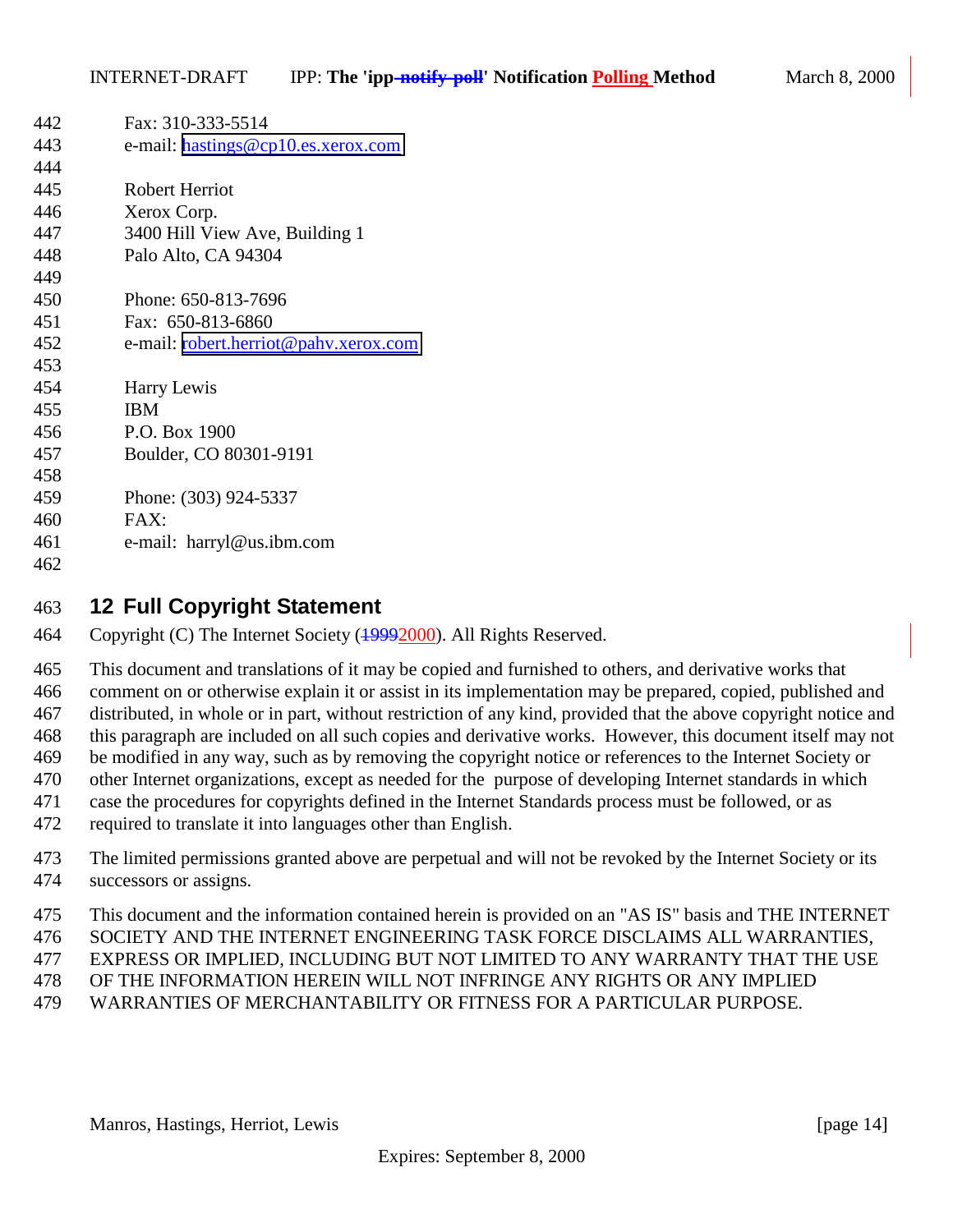Fax: 310-333-5514
e-mail: hastings@cp10.es.xerox.com

Robert Herriot
Xerox Corp.
3400 Hill View Ave, Building 1
Palo Alto, CA 94304

Phone: 650-813-7696
Fax: 650-813-6860
e-mail: robert.herriot@pahv.xerox.com

Harry Lewis
IBM
P.O. Box 1900
Boulder, CO 80301-9191

Phone: (303) 924-5337
FAX:
e-mail: harryl@us.ibm.com

# 12 Full Copyright Statement

Copyright (C) The Internet Society (~~1999~~2000). All Rights Reserved.

This document and translations of it may be copied and furnished to others, and derivative works that comment on or otherwise explain it or assist in its implementation may be prepared, copied, published and distributed, in whole or in part, without restriction of any kind, provided that the above copyright notice and this paragraph are included on all such copies and derivative works. However, this document itself may not be modified in any way, such as by removing the copyright notice or references to the Internet Society or other Internet organizations, except as needed for the purpose of developing Internet standards in which case the procedures for copyrights defined in the Internet Standards process must be followed, or as required to translate it into languages other than English.

The limited permissions granted above are perpetual and will not be revoked by the Internet Society or its successors or assigns.

This document and the information contained herein is provided on an "AS IS" basis and THE INTERNET SOCIETY AND THE INTERNET ENGINEERING TASK FORCE DISCLAIMS ALL WARRANTIES, EXPRESS OR IMPLIED, INCLUDING BUT NOT LIMITED TO ANY WARRANTY THAT THE USE OF THE INFORMATION HEREIN WILL NOT INFRINGE ANY RIGHTS OR ANY IMPLIED WARRANTIES OF MERCHANTABILITY OR FITNESS FOR A PARTICULAR PURPOSE.